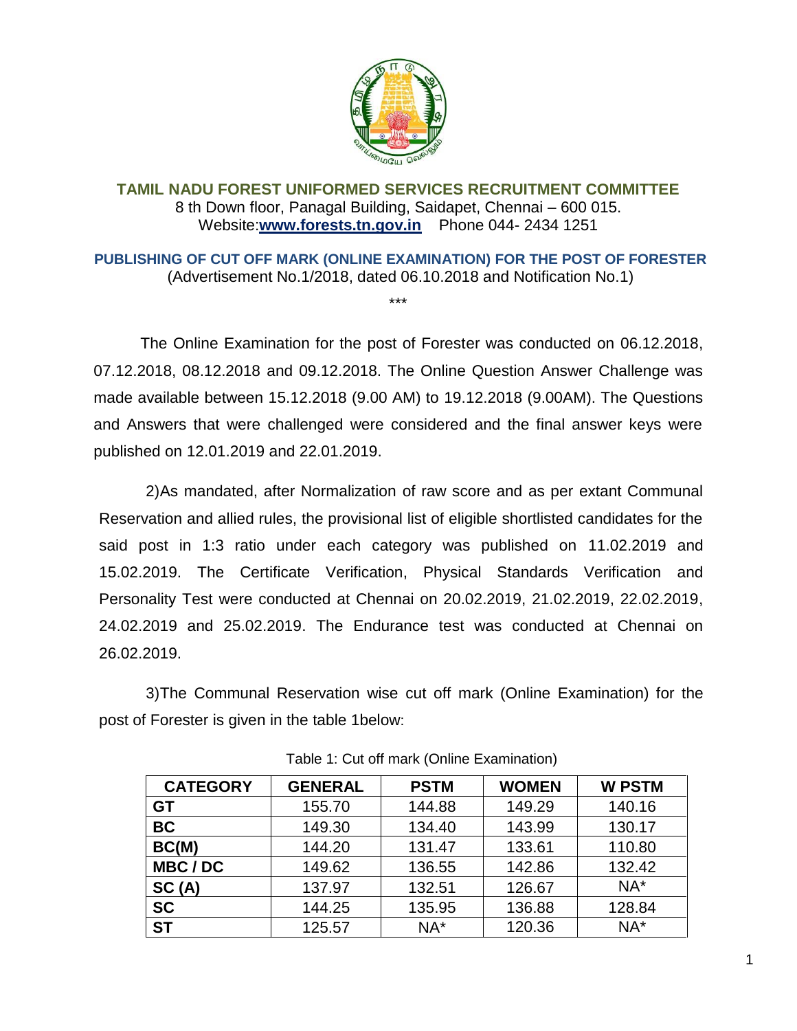## TAMIL NADU FOREST UNIFORMED SERVICES RECRUITMENT COMMITTEE

8 th Down floor, Panagal Building, Saidapet, Chennai – 600 015.
Website:**www.forests.tn.gov.in** Phone 044- 2434 1251

### PUBLISHING OF CUT OFF MARK (ONLINE EXAMINATION) FOR THE POST OF FORESTER

(Advertisement No.1/2018, dated 06.10.2018 and Notification No.1)

***

The Online Examination for the post of Forester was conducted on 06.12.2018, 07.12.2018, 08.12.2018 and 09.12.2018. The Online Question Answer Challenge was made available between 15.12.2018 (9.00 AM) to 19.12.2018 (9.00AM). The Questions and Answers that were challenged were considered and the final answer keys were published on 12.01.2019 and 22.01.2019.

2)As mandated, after Normalization of raw score and as per extant Communal Reservation and allied rules, the provisional list of eligible shortlisted candidates for the said post in 1:3 ratio under each category was published on 11.02.2019 and 15.02.2019. The Certificate Verification, Physical Standards Verification and Personality Test were conducted at Chennai on 20.02.2019, 21.02.2019, 22.02.2019, 24.02.2019 and 25.02.2019. The Endurance test was conducted at Chennai on 26.02.2019.

3)The Communal Reservation wise cut off mark (Online Examination) for the post of Forester is given in the table 1below:

Table 1: Cut off mark (Online Examination)

| CATEGORY | GENERAL | PSTM | WOMEN | W PSTM |
|---|---|---|---|---|
| **GT** | 155.70 | 144.88 | 149.29 | 140.16 |
| **BC** | 149.30 | 134.40 | 143.99 | 130.17 |
| **BC(M)** | 144.20 | 131.47 | 133.61 | 110.80 |
| **MBC / DC** | 149.62 | 136.55 | 142.86 | 132.42 |
| **SC (A)** | 137.97 | 132.51 | 126.67 | NA* |
| **SC** | 144.25 | 135.95 | 136.88 | 128.84 |
| **ST** | 125.57 | NA* | 120.36 | NA* |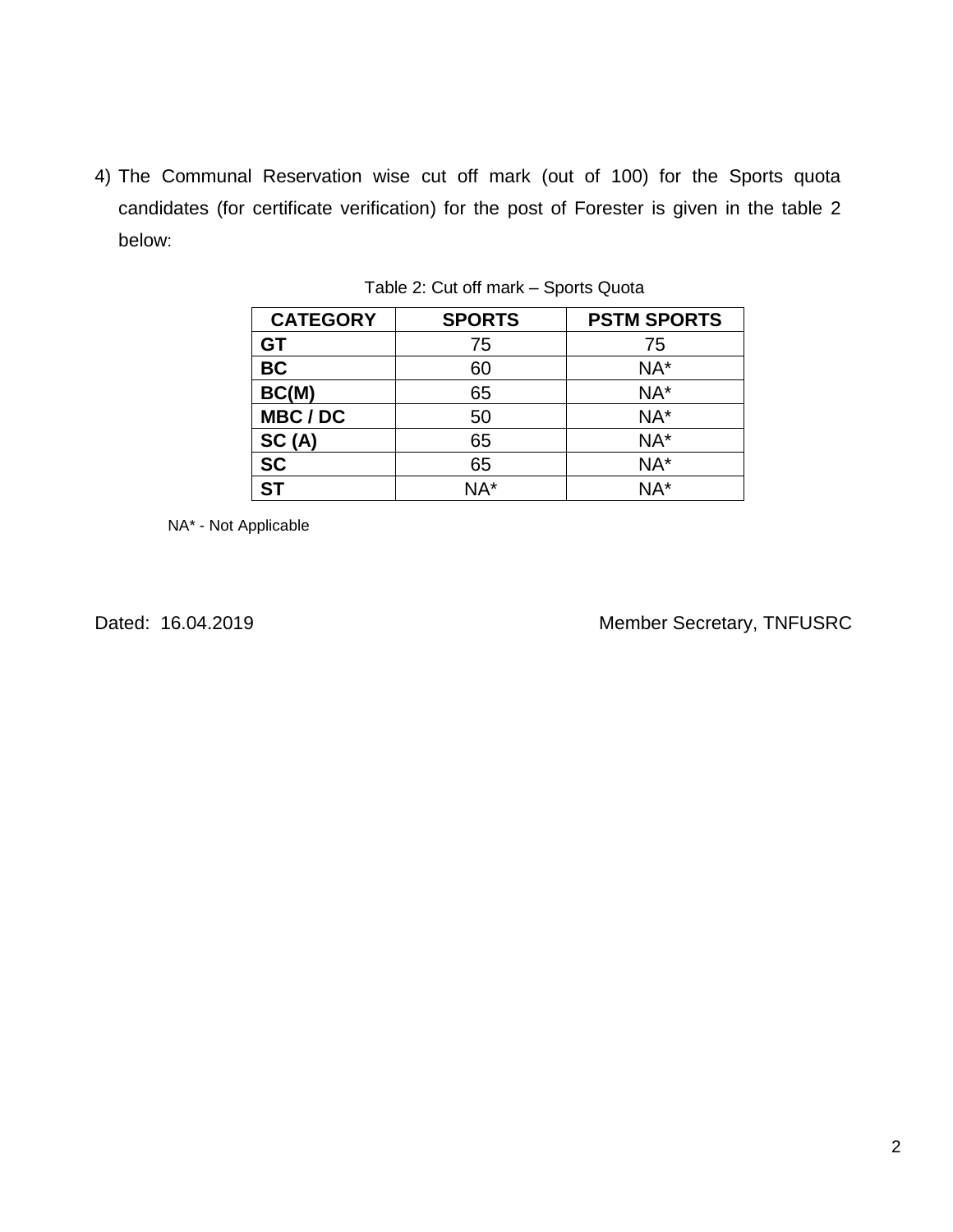4) The Communal Reservation wise cut off mark (out of 100) for the Sports quota candidates (for certificate verification) for the post of Forester is given in the table 2 below:

Table 2: Cut off mark – Sports Quota

| CATEGORY | SPORTS | PSTM SPORTS |
|---|---|---|
| **GT** | 75 | 75 |
| **BC** | 60 | NA* |
| **BC(M)** | 65 | NA* |
| **MBC / DC** | 50 | NA* |
| **SC (A)** | 65 | NA* |
| **SC** | 65 | NA* |
| **ST** | NA* | NA* |

NA* - Not Applicable

Dated: 16.04.2019

Member Secretary, TNFUSRC